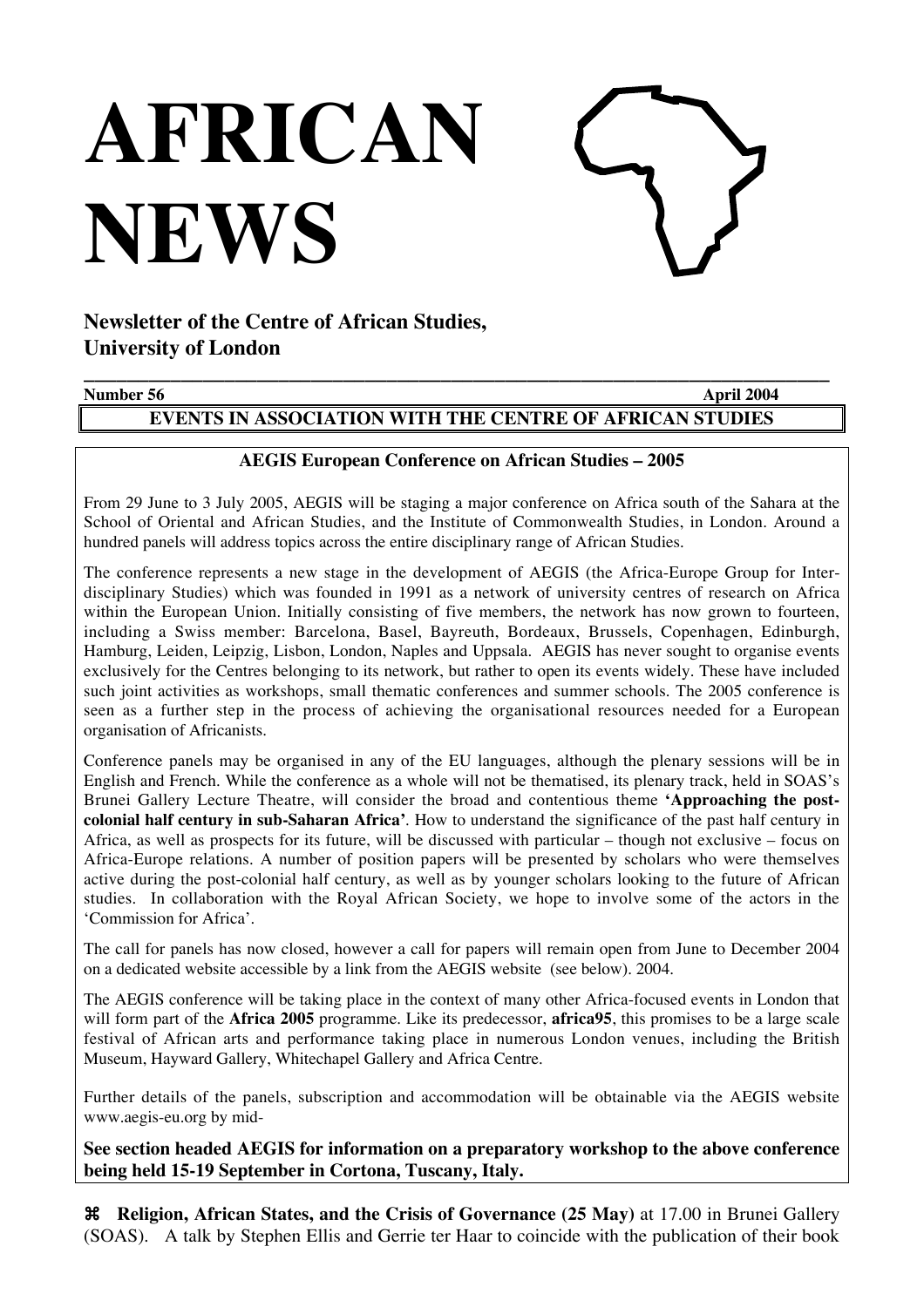# AFRICAN NEWS

**Newsletter of the Centre of African Studies, University of London**

**Number 56** **April 2004**

## EVENTS IN ASSOCIATION WITH THE CENTRE OF AFRICAN STUDIES

### AEGIS European Conference on African Studies – 2005

From 29 June to 3 July 2005, AEGIS will be staging a major conference on Africa south of the Sahara at the School of Oriental and African Studies, and the Institute of Commonwealth Studies, in London. Around a hundred panels will address topics across the entire disciplinary range of African Studies.

The conference represents a new stage in the development of AEGIS (the Africa-Europe Group for Interdisciplinary Studies) which was founded in 1991 as a network of university centres of research on Africa within the European Union. Initially consisting of five members, the network has now grown to fourteen, including a Swiss member: Barcelona, Basel, Bayreuth, Bordeaux, Brussels, Copenhagen, Edinburgh, Hamburg, Leiden, Leipzig, Lisbon, London, Naples and Uppsala. AEGIS has never sought to organise events exclusively for the Centres belonging to its network, but rather to open its events widely. These have included such joint activities as workshops, small thematic conferences and summer schools. The 2005 conference is seen as a further step in the process of achieving the organisational resources needed for a European organisation of Africanists.

Conference panels may be organised in any of the EU languages, although the plenary sessions will be in English and French. While the conference as a whole will not be thematised, its plenary track, held in SOAS's Brunei Gallery Lecture Theatre, will consider the broad and contentious theme **'Approaching the post-colonial half century in sub-Saharan Africa'**. How to understand the significance of the past half century in Africa, as well as prospects for its future, will be discussed with particular – though not exclusive – focus on Africa-Europe relations. A number of position papers will be presented by scholars who were themselves active during the post-colonial half century, as well as by younger scholars looking to the future of African studies. In collaboration with the Royal African Society, we hope to involve some of the actors in the 'Commission for Africa'.

The call for panels has now closed, however a call for papers will remain open from June to December 2004 on a dedicated website accessible by a link from the AEGIS website (see below). 2004.

The AEGIS conference will be taking place in the context of many other Africa-focused events in London that will form part of the **Africa 2005** programme. Like its predecessor, **africa95**, this promises to be a large scale festival of African arts and performance taking place in numerous London venues, including the British Museum, Hayward Gallery, Whitechapel Gallery and Africa Centre.

Further details of the panels, subscription and accommodation will be obtainable via the AEGIS website www.aegis-eu.org by mid-

**See section headed AEGIS for information on a preparatory workshop to the above conference being held 15-19 September in Cortona, Tuscany, Italy.**

⌘ **Religion, African States, and the Crisis of Governance (25 May)** at 17.00 in Brunei Gallery (SOAS). A talk by Stephen Ellis and Gerrie ter Haar to coincide with the publication of their book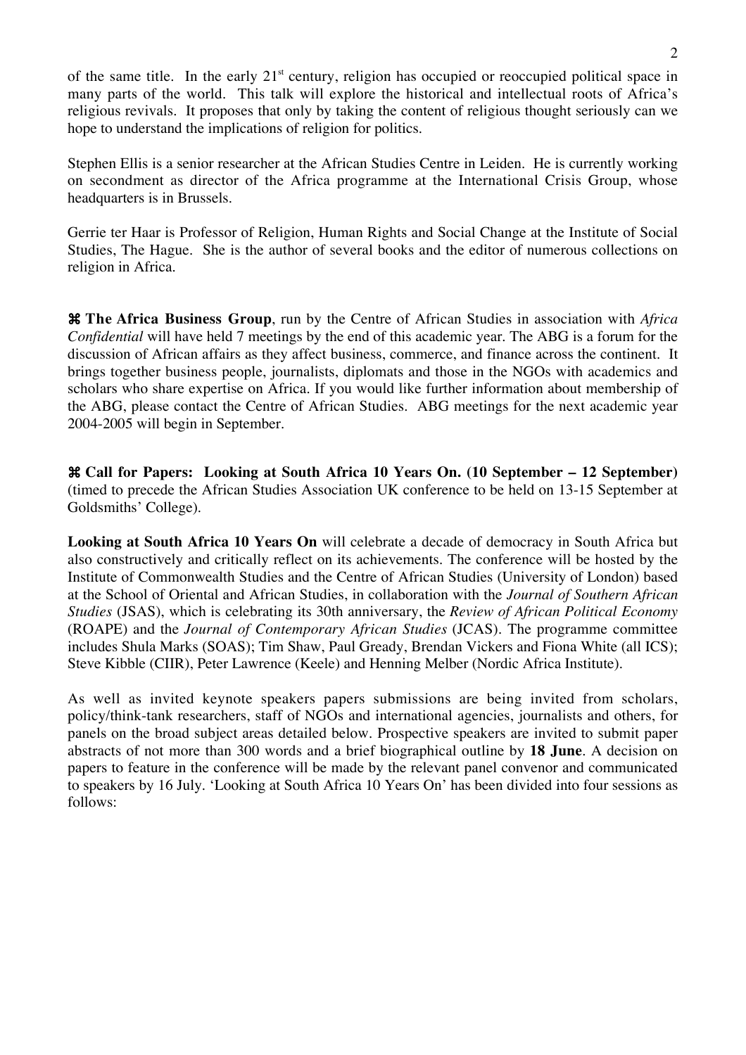of the same title. In the early 21st century, religion has occupied or reoccupied political space in many parts of the world. This talk will explore the historical and intellectual roots of Africa's religious revivals. It proposes that only by taking the content of religious thought seriously can we hope to understand the implications of religion for politics.

Stephen Ellis is a senior researcher at the African Studies Centre in Leiden. He is currently working on secondment as director of the Africa programme at the International Crisis Group, whose headquarters is in Brussels.

Gerrie ter Haar is Professor of Religion, Human Rights and Social Change at the Institute of Social Studies, The Hague. She is the author of several books and the editor of numerous collections on religion in Africa.

⌘ **The Africa Business Group**, run by the Centre of African Studies in association with *Africa Confidential* will have held 7 meetings by the end of this academic year. The ABG is a forum for the discussion of African affairs as they affect business, commerce, and finance across the continent. It brings together business people, journalists, diplomats and those in the NGOs with academics and scholars who share expertise on Africa. If you would like further information about membership of the ABG, please contact the Centre of African Studies. ABG meetings for the next academic year 2004-2005 will begin in September.

⌘ **Call for Papers: Looking at South Africa 10 Years On. (10 September – 12 September)** (timed to precede the African Studies Association UK conference to be held on 13-15 September at Goldsmiths' College).

**Looking at South Africa 10 Years On** will celebrate a decade of democracy in South Africa but also constructively and critically reflect on its achievements. The conference will be hosted by the Institute of Commonwealth Studies and the Centre of African Studies (University of London) based at the School of Oriental and African Studies, in collaboration with the *Journal of Southern African Studies* (JSAS), which is celebrating its 30th anniversary, the *Review of African Political Economy* (ROAPE) and the *Journal of Contemporary African Studies* (JCAS). The programme committee includes Shula Marks (SOAS); Tim Shaw, Paul Gready, Brendan Vickers and Fiona White (all ICS); Steve Kibble (CIIR), Peter Lawrence (Keele) and Henning Melber (Nordic Africa Institute).

As well as invited keynote speakers papers submissions are being invited from scholars, policy/think-tank researchers, staff of NGOs and international agencies, journalists and others, for panels on the broad subject areas detailed below. Prospective speakers are invited to submit paper abstracts of not more than 300 words and a brief biographical outline by **18 June**. A decision on papers to feature in the conference will be made by the relevant panel convenor and communicated to speakers by 16 July. 'Looking at South Africa 10 Years On' has been divided into four sessions as follows: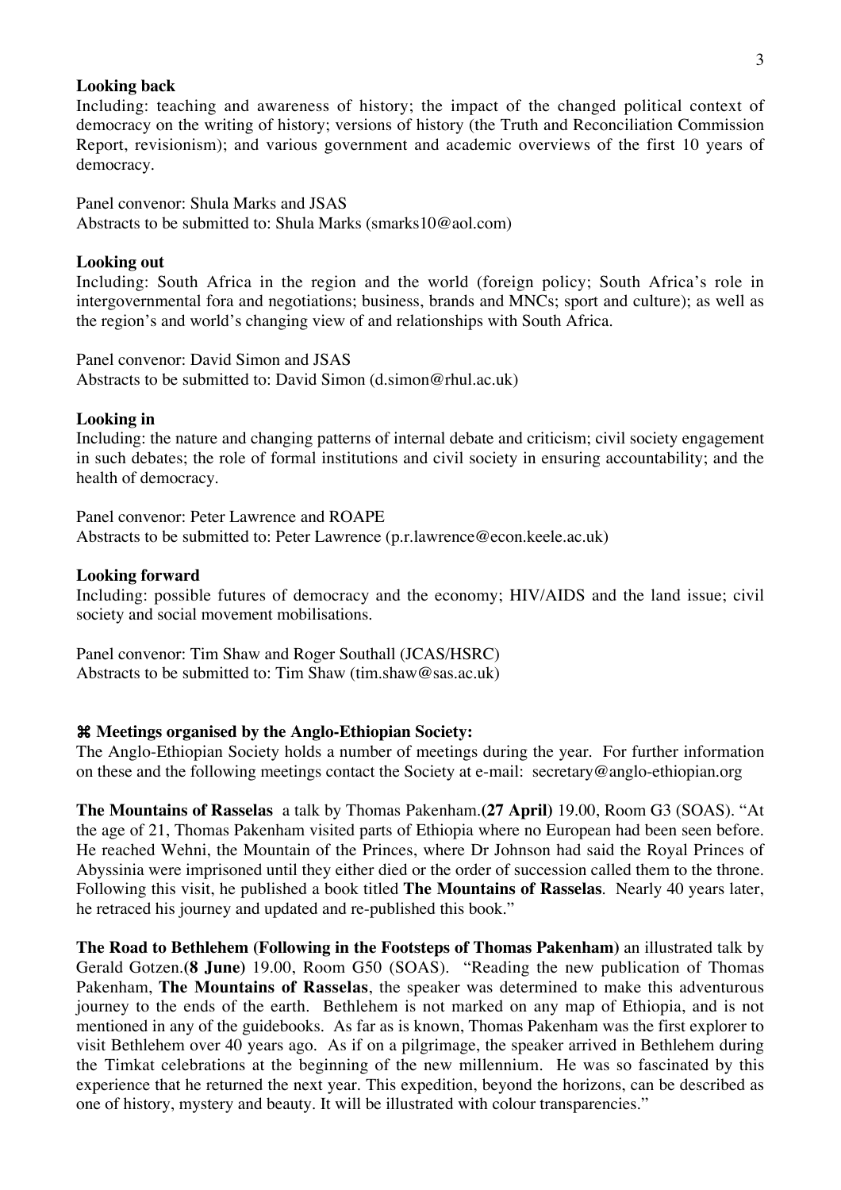**Looking back**

Including: teaching and awareness of history; the impact of the changed political context of democracy on the writing of history; versions of history (the Truth and Reconciliation Commission Report, revisionism); and various government and academic overviews of the first 10 years of democracy.

Panel convenor: Shula Marks and JSAS
Abstracts to be submitted to: Shula Marks (smarks10@aol.com)

**Looking out**

Including: South Africa in the region and the world (foreign policy; South Africa's role in intergovernmental fora and negotiations; business, brands and MNCs; sport and culture); as well as the region's and world's changing view of and relationships with South Africa.

Panel convenor: David Simon and JSAS
Abstracts to be submitted to: David Simon (d.simon@rhul.ac.uk)

**Looking in**

Including: the nature and changing patterns of internal debate and criticism; civil society engagement in such debates; the role of formal institutions and civil society in ensuring accountability; and the health of democracy.

Panel convenor: Peter Lawrence and ROAPE
Abstracts to be submitted to: Peter Lawrence (p.r.lawrence@econ.keele.ac.uk)

**Looking forward**

Including: possible futures of democracy and the economy; HIV/AIDS and the land issue; civil society and social movement mobilisations.

Panel convenor: Tim Shaw and Roger Southall (JCAS/HSRC)
Abstracts to be submitted to: Tim Shaw (tim.shaw@sas.ac.uk)

⌘ **Meetings organised by the Anglo-Ethiopian Society:**

The Anglo-Ethiopian Society holds a number of meetings during the year. For further information on these and the following meetings contact the Society at e-mail: secretary@anglo-ethiopian.org

**The Mountains of Rasselas** a talk by Thomas Pakenham.**(27 April)** 19.00, Room G3 (SOAS). "At the age of 21, Thomas Pakenham visited parts of Ethiopia where no European had been seen before. He reached Wehni, the Mountain of the Princes, where Dr Johnson had said the Royal Princes of Abyssinia were imprisoned until they either died or the order of succession called them to the throne. Following this visit, he published a book titled **The Mountains of Rasselas**. Nearly 40 years later, he retraced his journey and updated and re-published this book."

**The Road to Bethlehem (Following in the Footsteps of Thomas Pakenham)** an illustrated talk by Gerald Gotzen.**(8 June)** 19.00, Room G50 (SOAS). "Reading the new publication of Thomas Pakenham, **The Mountains of Rasselas**, the speaker was determined to make this adventurous journey to the ends of the earth. Bethlehem is not marked on any map of Ethiopia, and is not mentioned in any of the guidebooks. As far as is known, Thomas Pakenham was the first explorer to visit Bethlehem over 40 years ago. As if on a pilgrimage, the speaker arrived in Bethlehem during the Timkat celebrations at the beginning of the new millennium. He was so fascinated by this experience that he returned the next year. This expedition, beyond the horizons, can be described as one of history, mystery and beauty. It will be illustrated with colour transparencies."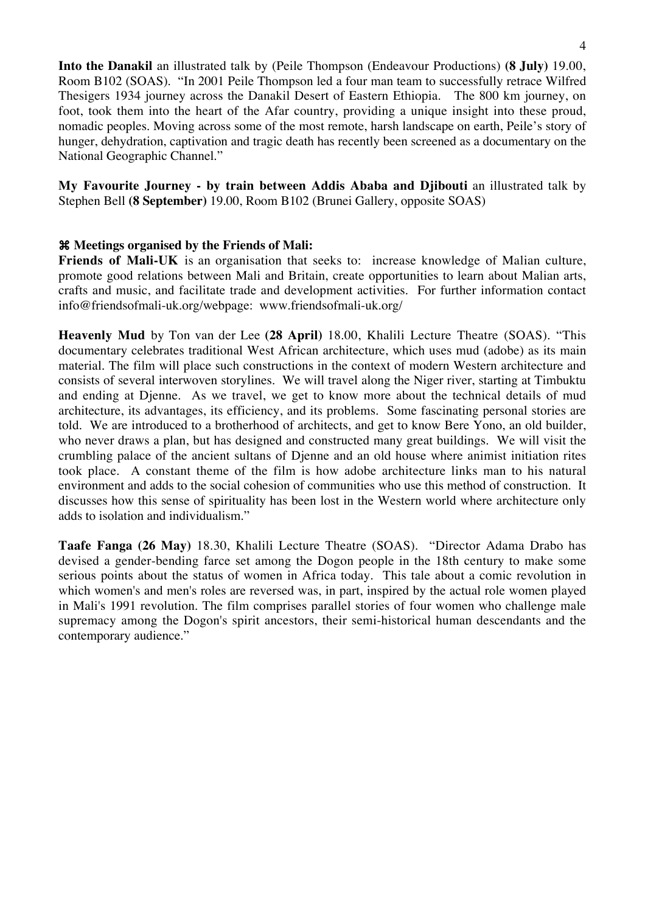**Into the Danakil** an illustrated talk by (Peile Thompson (Endeavour Productions) **(8 July)** 19.00, Room B102 (SOAS). "In 2001 Peile Thompson led a four man team to successfully retrace Wilfred Thesigers 1934 journey across the Danakil Desert of Eastern Ethiopia. The 800 km journey, on foot, took them into the heart of the Afar country, providing a unique insight into these proud, nomadic peoples. Moving across some of the most remote, harsh landscape on earth, Peile's story of hunger, dehydration, captivation and tragic death has recently been screened as a documentary on the National Geographic Channel."

**My Favourite Journey - by train between Addis Ababa and Djibouti** an illustrated talk by Stephen Bell **(8 September)** 19.00, Room B102 (Brunei Gallery, opposite SOAS)

**⌘ Meetings organised by the Friends of Mali:**

**Friends of Mali-UK** is an organisation that seeks to: increase knowledge of Malian culture, promote good relations between Mali and Britain, create opportunities to learn about Malian arts, crafts and music, and facilitate trade and development activities. For further information contact info@friendsofmali-uk.org/webpage: www.friendsofmali-uk.org/

**Heavenly Mud** by Ton van der Lee **(28 April)** 18.00, Khalili Lecture Theatre (SOAS). "This documentary celebrates traditional West African architecture, which uses mud (adobe) as its main material. The film will place such constructions in the context of modern Western architecture and consists of several interwoven storylines. We will travel along the Niger river, starting at Timbuktu and ending at Djenne. As we travel, we get to know more about the technical details of mud architecture, its advantages, its efficiency, and its problems. Some fascinating personal stories are told. We are introduced to a brotherhood of architects, and get to know Bere Yono, an old builder, who never draws a plan, but has designed and constructed many great buildings. We will visit the crumbling palace of the ancient sultans of Djenne and an old house where animist initiation rites took place. A constant theme of the film is how adobe architecture links man to his natural environment and adds to the social cohesion of communities who use this method of construction. It discusses how this sense of spirituality has been lost in the Western world where architecture only adds to isolation and individualism."

**Taafe Fanga (26 May)** 18.30, Khalili Lecture Theatre (SOAS). "Director Adama Drabo has devised a gender-bending farce set among the Dogon people in the 18th century to make some serious points about the status of women in Africa today. This tale about a comic revolution in which women's and men's roles are reversed was, in part, inspired by the actual role women played in Mali's 1991 revolution. The film comprises parallel stories of four women who challenge male supremacy among the Dogon's spirit ancestors, their semi-historical human descendants and the contemporary audience."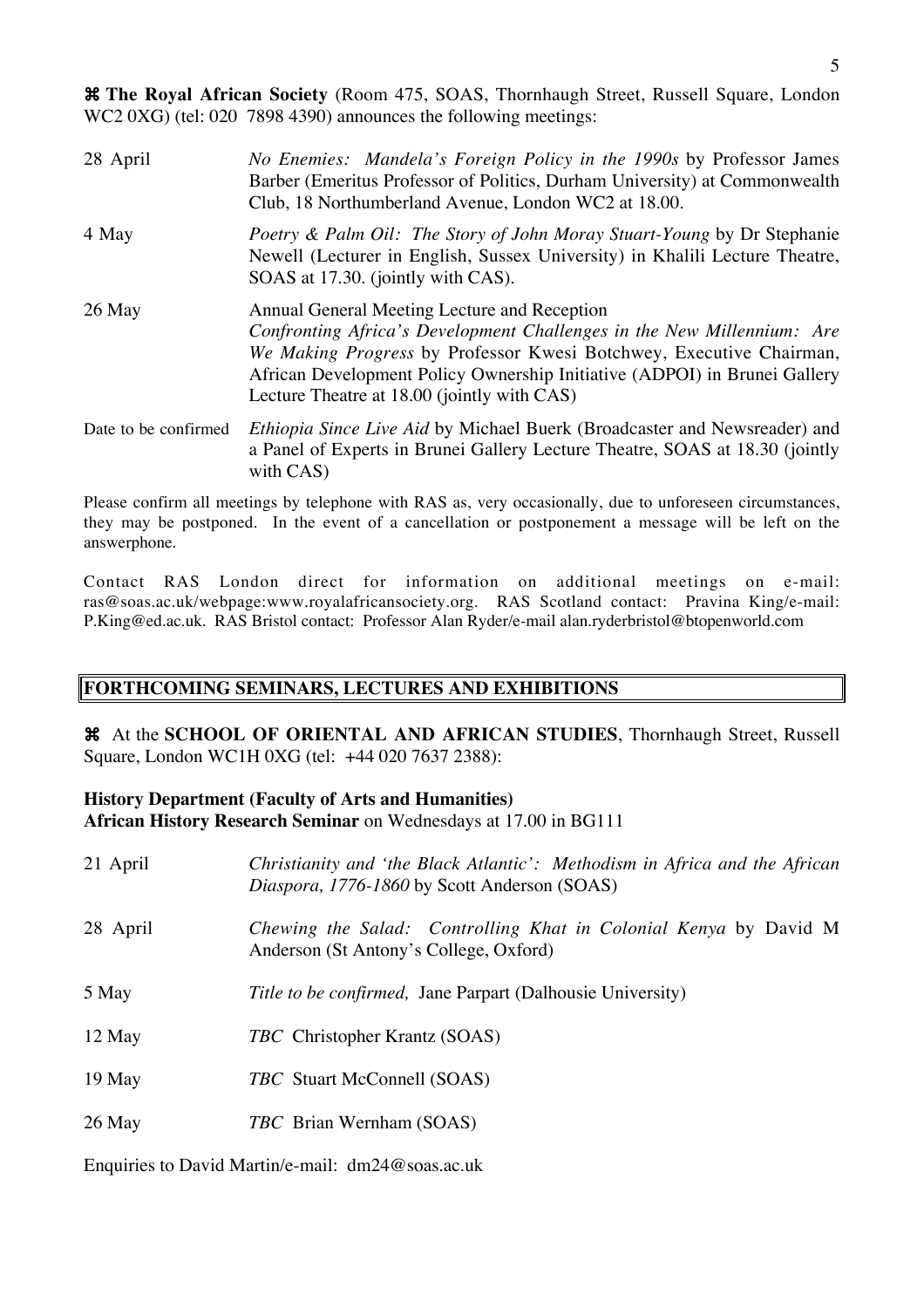⌘ **The Royal African Society** (Room 475, SOAS, Thornhaugh Street, Russell Square, London WC2 0XG) (tel: 020 7898 4390) announces the following meetings:

| | |
|---|---|
| 28 April | *No Enemies: Mandela's Foreign Policy in the 1990s* by Professor James Barber (Emeritus Professor of Politics, Durham University) at Commonwealth Club, 18 Northumberland Avenue, London WC2 at 18.00. |
| 4 May | *Poetry & Palm Oil: The Story of John Moray Stuart-Young* by Dr Stephanie Newell (Lecturer in English, Sussex University) in Khalili Lecture Theatre, SOAS at 17.30. (jointly with CAS). |
| 26 May | Annual General Meeting Lecture and Reception *Confronting Africa's Development Challenges in the New Millennium: Are We Making Progress* by Professor Kwesi Botchwey, Executive Chairman, African Development Policy Ownership Initiative (ADPOI) in Brunei Gallery Lecture Theatre at 18.00 (jointly with CAS) |
| Date to be confirmed | *Ethiopia Since Live Aid* by Michael Buerk (Broadcaster and Newsreader) and a Panel of Experts in Brunei Gallery Lecture Theatre, SOAS at 18.30 (jointly with CAS) |

Please confirm all meetings by telephone with RAS as, very occasionally, due to unforeseen circumstances, they may be postponed. In the event of a cancellation or postponement a message will be left on the answerphone.

Contact RAS London direct for information on additional meetings on e-mail: ras@soas.ac.uk/webpage:www.royalafricansociety.org. RAS Scotland contact: Pravina King/e-mail: P.King@ed.ac.uk. RAS Bristol contact: Professor Alan Ryder/e-mail alan.ryderbristol@btopenworld.com

## FORTHCOMING SEMINARS, LECTURES AND EXHIBITIONS

⌘ At the **SCHOOL OF ORIENTAL AND AFRICAN STUDIES**, Thornhaugh Street, Russell Square, London WC1H 0XG (tel: +44 020 7637 2388):

**History Department (Faculty of Arts and Humanities)**
**African History Research Seminar** on Wednesdays at 17.00 in BG111

| | |
|---|---|
| 21 April | *Christianity and 'the Black Atlantic': Methodism in Africa and the African Diaspora, 1776-1860* by Scott Anderson (SOAS) |
| 28 April | *Chewing the Salad: Controlling Khat in Colonial Kenya* by David M Anderson (St Antony's College, Oxford) |
| 5 May | *Title to be confirmed,* Jane Parpart (Dalhousie University) |
| 12 May | *TBC* Christopher Krantz (SOAS) |
| 19 May | *TBC* Stuart McConnell (SOAS) |
| 26 May | *TBC* Brian Wernham (SOAS) |

Enquiries to David Martin/e-mail: dm24@soas.ac.uk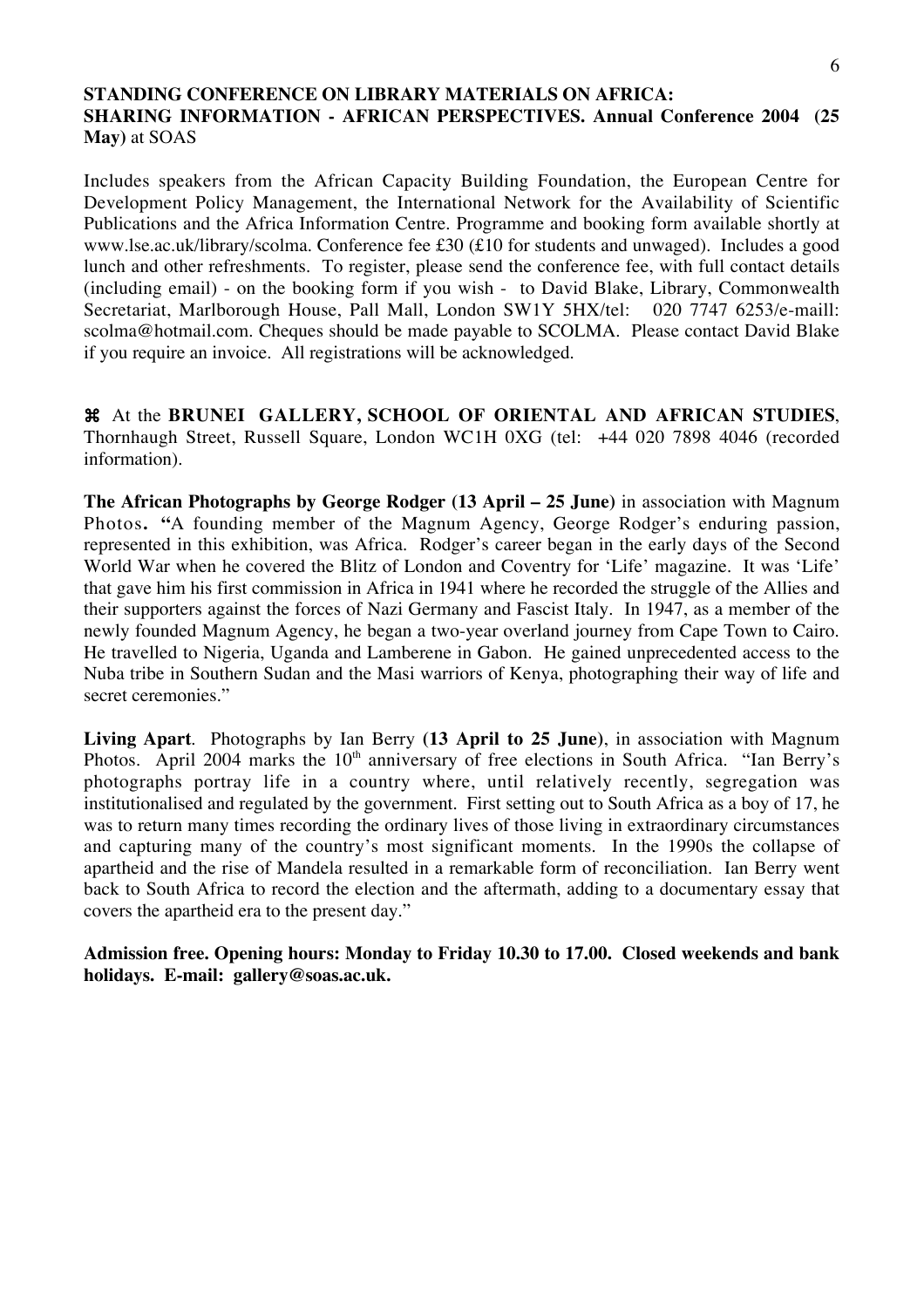**STANDING CONFERENCE ON LIBRARY MATERIALS ON AFRICA: SHARING INFORMATION - AFRICAN PERSPECTIVES. Annual Conference 2004 (25 May)** at SOAS

Includes speakers from the African Capacity Building Foundation, the European Centre for Development Policy Management, the International Network for the Availability of Scientific Publications and the Africa Information Centre. Programme and booking form available shortly at www.lse.ac.uk/library/scolma. Conference fee £30 (£10 for students and unwaged). Includes a good lunch and other refreshments. To register, please send the conference fee, with full contact details (including email) - on the booking form if you wish - to David Blake, Library, Commonwealth Secretariat, Marlborough House, Pall Mall, London SW1Y 5HX/tel: 020 7747 6253/e-maill: scolma@hotmail.com. Cheques should be made payable to SCOLMA. Please contact David Blake if you require an invoice. All registrations will be acknowledged.

⌘ At the **BRUNEI GALLERY, SCHOOL OF ORIENTAL AND AFRICAN STUDIES**, Thornhaugh Street, Russell Square, London WC1H 0XG (tel: +44 020 7898 4046 (recorded information).

**The African Photographs by George Rodger (13 April – 25 June)** in association with Magnum Photos**. "**A founding member of the Magnum Agency, George Rodger's enduring passion, represented in this exhibition, was Africa. Rodger's career began in the early days of the Second World War when he covered the Blitz of London and Coventry for 'Life' magazine. It was 'Life' that gave him his first commission in Africa in 1941 where he recorded the struggle of the Allies and their supporters against the forces of Nazi Germany and Fascist Italy. In 1947, as a member of the newly founded Magnum Agency, he began a two-year overland journey from Cape Town to Cairo. He travelled to Nigeria, Uganda and Lamberene in Gabon. He gained unprecedented access to the Nuba tribe in Southern Sudan and the Masi warriors of Kenya, photographing their way of life and secret ceremonies."

**Living Apart**. Photographs by Ian Berry **(13 April to 25 June)**, in association with Magnum Photos. April 2004 marks the 10th anniversary of free elections in South Africa. "Ian Berry's photographs portray life in a country where, until relatively recently, segregation was institutionalised and regulated by the government. First setting out to South Africa as a boy of 17, he was to return many times recording the ordinary lives of those living in extraordinary circumstances and capturing many of the country's most significant moments. In the 1990s the collapse of apartheid and the rise of Mandela resulted in a remarkable form of reconciliation. Ian Berry went back to South Africa to record the election and the aftermath, adding to a documentary essay that covers the apartheid era to the present day."

**Admission free. Opening hours: Monday to Friday 10.30 to 17.00. Closed weekends and bank holidays. E-mail: gallery@soas.ac.uk.**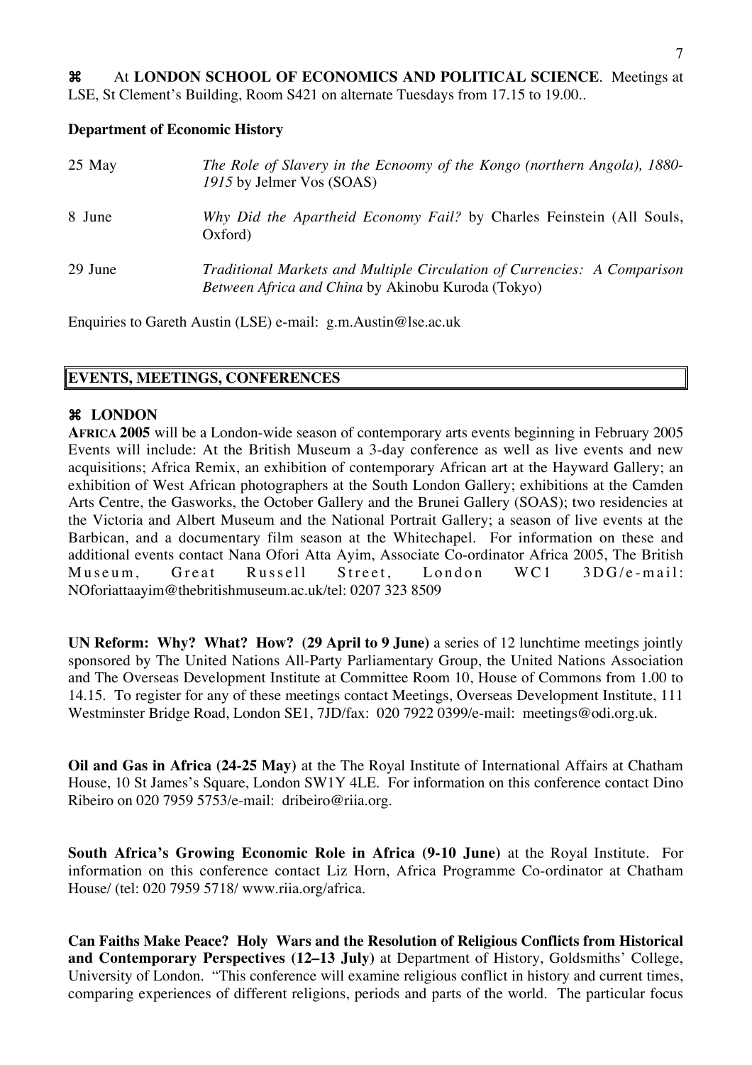⌘ At **LONDON SCHOOL OF ECONOMICS AND POLITICAL SCIENCE**. Meetings at LSE, St Clement's Building, Room S421 on alternate Tuesdays from 17.15 to 19.00..

**Department of Economic History**

| | |
|---|---|
| 25 May | *The Role of Slavery in the Ecnoomy of the Kongo (northern Angola), 1880-1915* by Jelmer Vos (SOAS) |
| 8 June | *Why Did the Apartheid Economy Fail?* by Charles Feinstein (All Souls, Oxford) |
| 29 June | *Traditional Markets and Multiple Circulation of Currencies: A Comparison Between Africa and China* by Akinobu Kuroda (Tokyo) |

Enquiries to Gareth Austin (LSE) e-mail: g.m.Austin@lse.ac.uk

## EVENTS, MEETINGS, CONFERENCES

### ⌘ LONDON

**AFRICA 2005** will be a London-wide season of contemporary arts events beginning in February 2005 Events will include: At the British Museum a 3-day conference as well as live events and new acquisitions; Africa Remix, an exhibition of contemporary African art at the Hayward Gallery; an exhibition of West African photographers at the South London Gallery; exhibitions at the Camden Arts Centre, the Gasworks, the October Gallery and the Brunei Gallery (SOAS); two residencies at the Victoria and Albert Museum and the National Portrait Gallery; a season of live events at the Barbican, and a documentary film season at the Whitechapel. For information on these and additional events contact Nana Ofori Atta Ayim, Associate Co-ordinator Africa 2005, The British Museum, Great Russell Street, London WC1 3DG/e-mail: NOforiattaayim@thebritishmuseum.ac.uk/tel: 0207 323 8509

**UN Reform: Why? What? How? (29 April to 9 June)** a series of 12 lunchtime meetings jointly sponsored by The United Nations All-Party Parliamentary Group, the United Nations Association and The Overseas Development Institute at Committee Room 10, House of Commons from 1.00 to 14.15. To register for any of these meetings contact Meetings, Overseas Development Institute, 111 Westminster Bridge Road, London SE1, 7JD/fax: 020 7922 0399/e-mail: meetings@odi.org.uk.

**Oil and Gas in Africa (24-25 May)** at the The Royal Institute of International Affairs at Chatham House, 10 St James's Square, London SW1Y 4LE. For information on this conference contact Dino Ribeiro on 020 7959 5753/e-mail: dribeiro@riia.org.

**South Africa's Growing Economic Role in Africa (9-10 June)** at the Royal Institute. For information on this conference contact Liz Horn, Africa Programme Co-ordinator at Chatham House/ (tel: 020 7959 5718/ www.riia.org/africa.

**Can Faiths Make Peace? Holy Wars and the Resolution of Religious Conflicts from Historical and Contemporary Perspectives (12–13 July)** at Department of History, Goldsmiths' College, University of London. "This conference will examine religious conflict in history and current times, comparing experiences of different religions, periods and parts of the world. The particular focus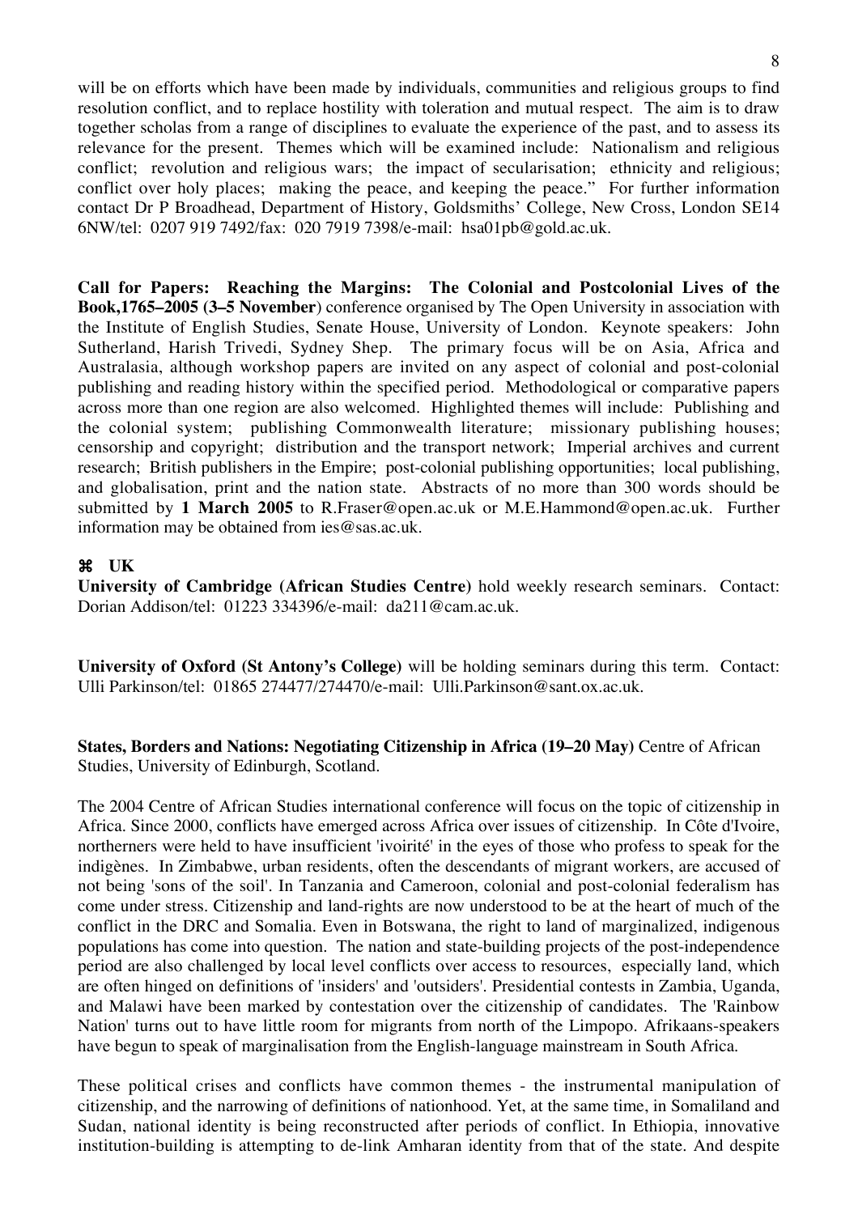will be on efforts which have been made by individuals, communities and religious groups to find resolution conflict, and to replace hostility with toleration and mutual respect. The aim is to draw together scholas from a range of disciplines to evaluate the experience of the past, and to assess its relevance for the present. Themes which will be examined include: Nationalism and religious conflict; revolution and religious wars; the impact of secularisation; ethnicity and religious; conflict over holy places; making the peace, and keeping the peace." For further information contact Dr P Broadhead, Department of History, Goldsmiths' College, New Cross, London SE14 6NW/tel: 0207 919 7492/fax: 020 7919 7398/e-mail: hsa01pb@gold.ac.uk.

**Call for Papers: Reaching the Margins: The Colonial and Postcolonial Lives of the Book,1765–2005 (3–5 November**) conference organised by The Open University in association with the Institute of English Studies, Senate House, University of London. Keynote speakers: John Sutherland, Harish Trivedi, Sydney Shep. The primary focus will be on Asia, Africa and Australasia, although workshop papers are invited on any aspect of colonial and post-colonial publishing and reading history within the specified period. Methodological or comparative papers across more than one region are also welcomed. Highlighted themes will include: Publishing and the colonial system; publishing Commonwealth literature; missionary publishing houses; censorship and copyright; distribution and the transport network; Imperial archives and current research; British publishers in the Empire; post-colonial publishing opportunities; local publishing, and globalisation, print and the nation state. Abstracts of no more than 300 words should be submitted by **1 March 2005** to R.Fraser@open.ac.uk or M.E.Hammond@open.ac.uk. Further information may be obtained from ies@sas.ac.uk.

## ⌘ UK

**University of Cambridge (African Studies Centre)** hold weekly research seminars. Contact: Dorian Addison/tel: 01223 334396/e-mail: da211@cam.ac.uk.

**University of Oxford (St Antony's College)** will be holding seminars during this term. Contact: Ulli Parkinson/tel: 01865 274477/274470/e-mail: Ulli.Parkinson@sant.ox.ac.uk.

**States, Borders and Nations: Negotiating Citizenship in Africa (19–20 May)** Centre of African Studies, University of Edinburgh, Scotland.

The 2004 Centre of African Studies international conference will focus on the topic of citizenship in Africa. Since 2000, conflicts have emerged across Africa over issues of citizenship. In Côte d'Ivoire, northerners were held to have insufficient 'ivoirité' in the eyes of those who profess to speak for the indigènes. In Zimbabwe, urban residents, often the descendants of migrant workers, are accused of not being 'sons of the soil'. In Tanzania and Cameroon, colonial and post-colonial federalism has come under stress. Citizenship and land-rights are now understood to be at the heart of much of the conflict in the DRC and Somalia. Even in Botswana, the right to land of marginalized, indigenous populations has come into question. The nation and state-building projects of the post-independence period are also challenged by local level conflicts over access to resources, especially land, which are often hinged on definitions of 'insiders' and 'outsiders'. Presidential contests in Zambia, Uganda, and Malawi have been marked by contestation over the citizenship of candidates. The 'Rainbow Nation' turns out to have little room for migrants from north of the Limpopo. Afrikaans-speakers have begun to speak of marginalisation from the English-language mainstream in South Africa.

These political crises and conflicts have common themes - the instrumental manipulation of citizenship, and the narrowing of definitions of nationhood. Yet, at the same time, in Somaliland and Sudan, national identity is being reconstructed after periods of conflict. In Ethiopia, innovative institution-building is attempting to de-link Amharan identity from that of the state. And despite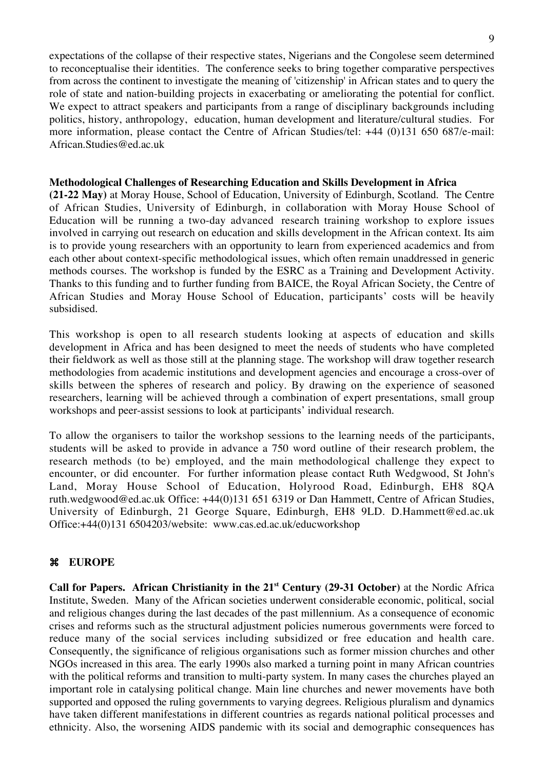expectations of the collapse of their respective states, Nigerians and the Congolese seem determined to reconceptualise their identities. The conference seeks to bring together comparative perspectives from across the continent to investigate the meaning of 'citizenship' in African states and to query the role of state and nation-building projects in exacerbating or ameliorating the potential for conflict. We expect to attract speakers and participants from a range of disciplinary backgrounds including politics, history, anthropology, education, human development and literature/cultural studies. For more information, please contact the Centre of African Studies/tel: +44 (0)131 650 687/e-mail: African.Studies@ed.ac.uk

**Methodological Challenges of Researching Education and Skills Development in Africa (21-22 May)** at Moray House, School of Education, University of Edinburgh, Scotland. The Centre of African Studies, University of Edinburgh, in collaboration with Moray House School of Education will be running a two-day advanced research training workshop to explore issues involved in carrying out research on education and skills development in the African context. Its aim is to provide young researchers with an opportunity to learn from experienced academics and from each other about context-specific methodological issues, which often remain unaddressed in generic methods courses. The workshop is funded by the ESRC as a Training and Development Activity. Thanks to this funding and to further funding from BAICE, the Royal African Society, the Centre of African Studies and Moray House School of Education, participants' costs will be heavily subsidised.

This workshop is open to all research students looking at aspects of education and skills development in Africa and has been designed to meet the needs of students who have completed their fieldwork as well as those still at the planning stage. The workshop will draw together research methodologies from academic institutions and development agencies and encourage a cross-over of skills between the spheres of research and policy. By drawing on the experience of seasoned researchers, learning will be achieved through a combination of expert presentations, small group workshops and peer-assist sessions to look at participants' individual research.

To allow the organisers to tailor the workshop sessions to the learning needs of the participants, students will be asked to provide in advance a 750 word outline of their research problem, the research methods (to be) employed, and the main methodological challenge they expect to encounter, or did encounter. For further information please contact Ruth Wedgwood, St John's Land, Moray House School of Education, Holyrood Road, Edinburgh, EH8 8QA ruth.wedgwood@ed.ac.uk Office: +44(0)131 651 6319 or Dan Hammett, Centre of African Studies, University of Edinburgh, 21 George Square, Edinburgh, EH8 9LD. D.Hammett@ed.ac.uk Office:+44(0)131 6504203/website: www.cas.ed.ac.uk/educworkshop

## ⌘ EUROPE

**Call for Papers. African Christianity in the 21st Century (29-31 October)** at the Nordic Africa Institute, Sweden. Many of the African societies underwent considerable economic, political, social and religious changes during the last decades of the past millennium. As a consequence of economic crises and reforms such as the structural adjustment policies numerous governments were forced to reduce many of the social services including subsidized or free education and health care. Consequently, the significance of religious organisations such as former mission churches and other NGOs increased in this area. The early 1990s also marked a turning point in many African countries with the political reforms and transition to multi-party system. In many cases the churches played an important role in catalysing political change. Main line churches and newer movements have both supported and opposed the ruling governments to varying degrees. Religious pluralism and dynamics have taken different manifestations in different countries as regards national political processes and ethnicity. Also, the worsening AIDS pandemic with its social and demographic consequences has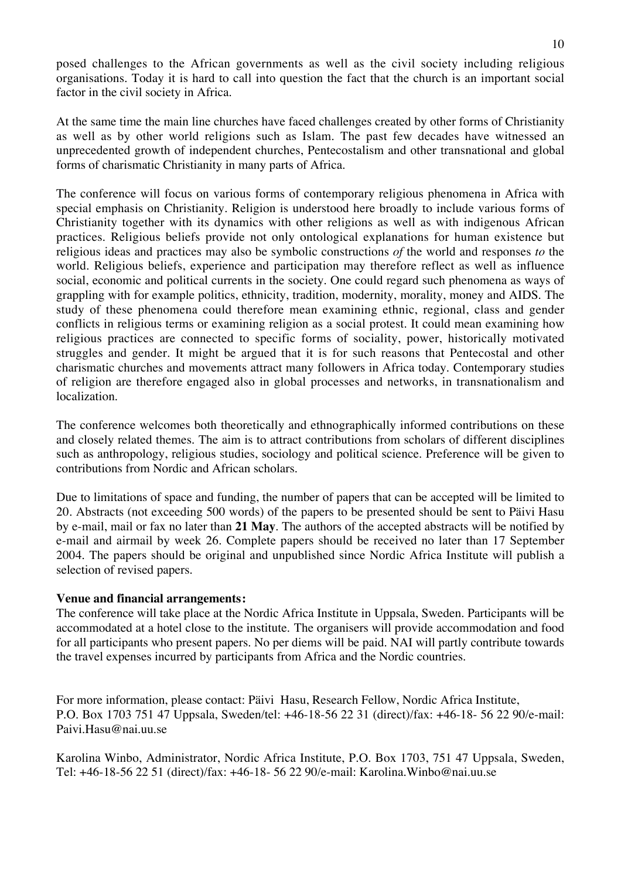posed challenges to the African governments as well as the civil society including religious organisations. Today it is hard to call into question the fact that the church is an important social factor in the civil society in Africa.

At the same time the main line churches have faced challenges created by other forms of Christianity as well as by other world religions such as Islam. The past few decades have witnessed an unprecedented growth of independent churches, Pentecostalism and other transnational and global forms of charismatic Christianity in many parts of Africa.

The conference will focus on various forms of contemporary religious phenomena in Africa with special emphasis on Christianity. Religion is understood here broadly to include various forms of Christianity together with its dynamics with other religions as well as with indigenous African practices. Religious beliefs provide not only ontological explanations for human existence but religious ideas and practices may also be symbolic constructions *of* the world and responses *to* the world. Religious beliefs, experience and participation may therefore reflect as well as influence social, economic and political currents in the society. One could regard such phenomena as ways of grappling with for example politics, ethnicity, tradition, modernity, morality, money and AIDS. The study of these phenomena could therefore mean examining ethnic, regional, class and gender conflicts in religious terms or examining religion as a social protest. It could mean examining how religious practices are connected to specific forms of sociality, power, historically motivated struggles and gender. It might be argued that it is for such reasons that Pentecostal and other charismatic churches and movements attract many followers in Africa today. Contemporary studies of religion are therefore engaged also in global processes and networks, in transnationalism and localization.

The conference welcomes both theoretically and ethnographically informed contributions on these and closely related themes. The aim is to attract contributions from scholars of different disciplines such as anthropology, religious studies, sociology and political science. Preference will be given to contributions from Nordic and African scholars.

Due to limitations of space and funding, the number of papers that can be accepted will be limited to 20. Abstracts (not exceeding 500 words) of the papers to be presented should be sent to Päivi Hasu by e-mail, mail or fax no later than **21 May**. The authors of the accepted abstracts will be notified by e-mail and airmail by week 26. Complete papers should be received no later than 17 September 2004. The papers should be original and unpublished since Nordic Africa Institute will publish a selection of revised papers.

**Venue and financial arrangements:**

The conference will take place at the Nordic Africa Institute in Uppsala, Sweden. Participants will be accommodated at a hotel close to the institute. The organisers will provide accommodation and food for all participants who present papers. No per diems will be paid. NAI will partly contribute towards the travel expenses incurred by participants from Africa and the Nordic countries.

For more information, please contact: Päivi Hasu, Research Fellow, Nordic Africa Institute, P.O. Box 1703 751 47 Uppsala, Sweden/tel: +46-18-56 22 31 (direct)/fax: +46-18- 56 22 90/e-mail: Paivi.Hasu@nai.uu.se

Karolina Winbo, Administrator, Nordic Africa Institute, P.O. Box 1703, 751 47 Uppsala, Sweden, Tel: +46-18-56 22 51 (direct)/fax: +46-18- 56 22 90/e-mail: Karolina.Winbo@nai.uu.se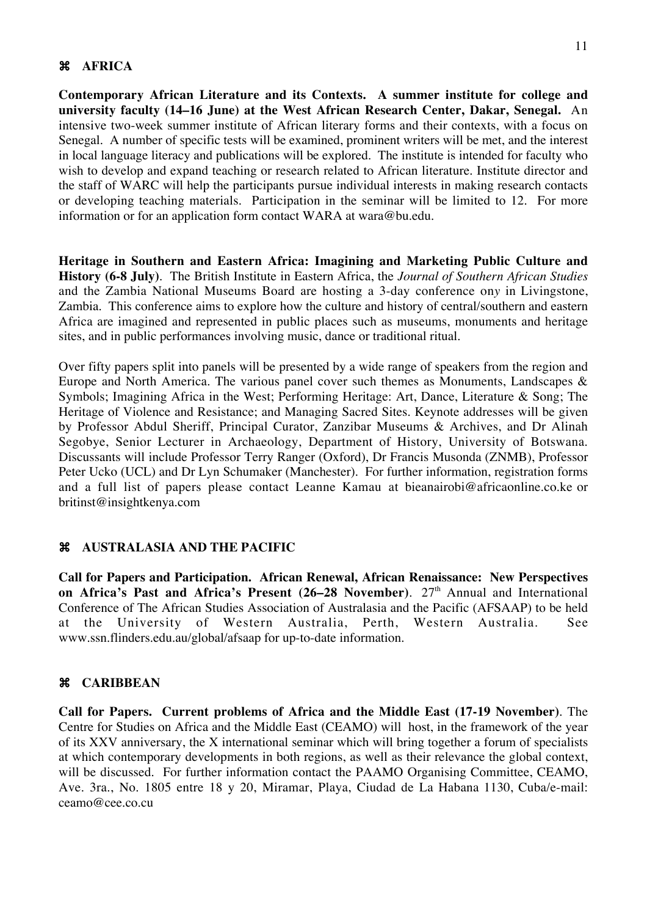## ⌘ AFRICA

**Contemporary African Literature and its Contexts. A summer institute for college and university faculty (14–16 June) at the West African Research Center, Dakar, Senegal.** An intensive two-week summer institute of African literary forms and their contexts, with a focus on Senegal. A number of specific tests will be examined, prominent writers will be met, and the interest in local language literacy and publications will be explored. The institute is intended for faculty who wish to develop and expand teaching or research related to African literature. Institute director and the staff of WARC will help the participants pursue individual interests in making research contacts or developing teaching materials. Participation in the seminar will be limited to 12. For more information or for an application form contact WARA at wara@bu.edu.

**Heritage in Southern and Eastern Africa: Imagining and Marketing Public Culture and History (6-8 July)**. The British Institute in Eastern Africa, the *Journal of Southern African Studies* and the Zambia National Museums Board are hosting a 3-day conference on*y* in Livingstone, Zambia. This conference aims to explore how the culture and history of central/southern and eastern Africa are imagined and represented in public places such as museums, monuments and heritage sites, and in public performances involving music, dance or traditional ritual.

Over fifty papers split into panels will be presented by a wide range of speakers from the region and Europe and North America. The various panel cover such themes as Monuments, Landscapes & Symbols; Imagining Africa in the West; Performing Heritage: Art, Dance, Literature & Song; The Heritage of Violence and Resistance; and Managing Sacred Sites. Keynote addresses will be given by Professor Abdul Sheriff, Principal Curator, Zanzibar Museums & Archives, and Dr Alinah Segobye, Senior Lecturer in Archaeology, Department of History, University of Botswana. Discussants will include Professor Terry Ranger (Oxford), Dr Francis Musonda (ZNMB), Professor Peter Ucko (UCL) and Dr Lyn Schumaker (Manchester). For further information, registration forms and a full list of papers please contact Leanne Kamau at bieanairobi@africaonline.co.ke or britinst@insightkenya.com

## ⌘ AUSTRALASIA AND THE PACIFIC

**Call for Papers and Participation. African Renewal, African Renaissance: New Perspectives on Africa's Past and Africa's Present (26–28 November)**. 27th Annual and International Conference of The African Studies Association of Australasia and the Pacific (AFSAAP) to be held at the University of Western Australia, Perth, Western Australia. See www.ssn.flinders.edu.au/global/afsaap for up-to-date information.

## ⌘ CARIBBEAN

**Call for Papers. Current problems of Africa and the Middle East (17-19 November)**. The Centre for Studies on Africa and the Middle East (CEAMO) will host, in the framework of the year of its XXV anniversary, the X international seminar which will bring together a forum of specialists at which contemporary developments in both regions, as well as their relevance the global context, will be discussed. For further information contact the PAAMO Organising Committee, CEAMO, Ave. 3ra., No. 1805 entre 18 y 20, Miramar, Playa, Ciudad de La Habana 1130, Cuba/e-mail: ceamo@cee.co.cu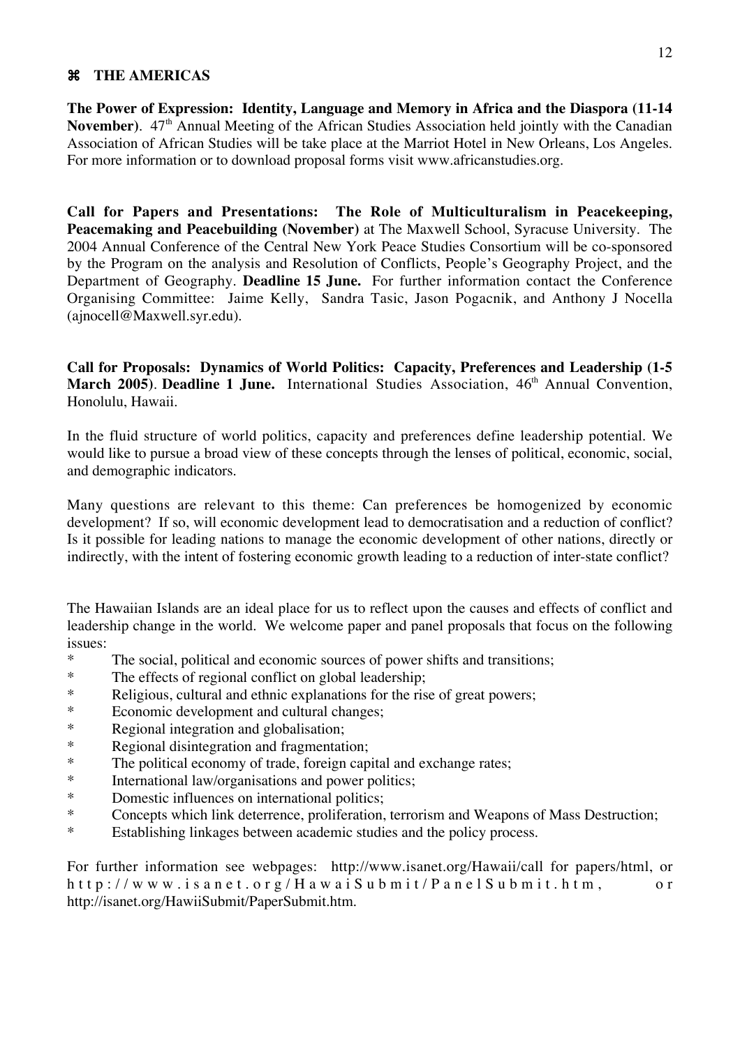## ⌘ THE AMERICAS

**The Power of Expression: Identity, Language and Memory in Africa and the Diaspora (11-14 November)**. 47th Annual Meeting of the African Studies Association held jointly with the Canadian Association of African Studies will be take place at the Marriot Hotel in New Orleans, Los Angeles. For more information or to download proposal forms visit www.africanstudies.org.

**Call for Papers and Presentations: The Role of Multiculturalism in Peacekeeping, Peacemaking and Peacebuilding (November)** at The Maxwell School, Syracuse University. The 2004 Annual Conference of the Central New York Peace Studies Consortium will be co-sponsored by the Program on the analysis and Resolution of Conflicts, People's Geography Project, and the Department of Geography. **Deadline 15 June.** For further information contact the Conference Organising Committee: Jaime Kelly, Sandra Tasic, Jason Pogacnik, and Anthony J Nocella (ajnocell@Maxwell.syr.edu).

**Call for Proposals: Dynamics of World Politics: Capacity, Preferences and Leadership (1-5 March 2005)**. **Deadline 1 June.** International Studies Association, 46th Annual Convention, Honolulu, Hawaii.

In the fluid structure of world politics, capacity and preferences define leadership potential. We would like to pursue a broad view of these concepts through the lenses of political, economic, social, and demographic indicators.

Many questions are relevant to this theme: Can preferences be homogenized by economic development? If so, will economic development lead to democratisation and a reduction of conflict? Is it possible for leading nations to manage the economic development of other nations, directly or indirectly, with the intent of fostering economic growth leading to a reduction of inter-state conflict?

The Hawaiian Islands are an ideal place for us to reflect upon the causes and effects of conflict and leadership change in the world. We welcome paper and panel proposals that focus on the following issues:

* The social, political and economic sources of power shifts and transitions;
* The effects of regional conflict on global leadership;
* Religious, cultural and ethnic explanations for the rise of great powers;
* Economic development and cultural changes;
* Regional integration and globalisation;
* Regional disintegration and fragmentation;
* The political economy of trade, foreign capital and exchange rates;
* International law/organisations and power politics;
* Domestic influences on international politics;
* Concepts which link deterrence, proliferation, terrorism and Weapons of Mass Destruction;
* Establishing linkages between academic studies and the policy process.

For further information see webpages: http://www.isanet.org/Hawaii/call for papers/html, or http://www.isanet.org/HawaiSubmit/PanelSubmit.htm, or http://isanet.org/HawiiSubmit/PaperSubmit.htm.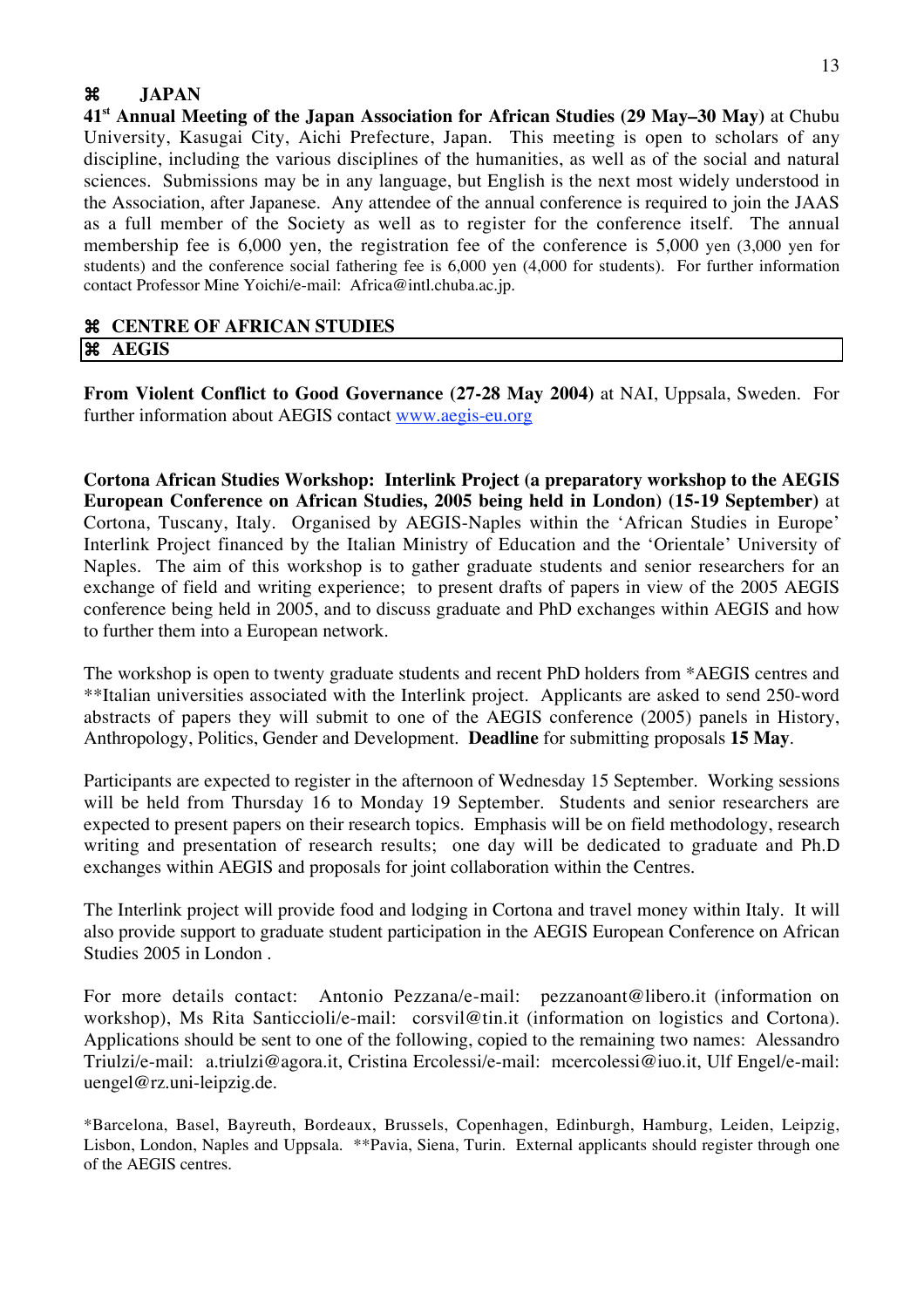## ⌘ JAPAN

**41st Annual Meeting of the Japan Association for African Studies (29 May–30 May)** at Chubu University, Kasugai City, Aichi Prefecture, Japan. This meeting is open to scholars of any discipline, including the various disciplines of the humanities, as well as of the social and natural sciences. Submissions may be in any language, but English is the next most widely understood in the Association, after Japanese. Any attendee of the annual conference is required to join the JAAS as a full member of the Society as well as to register for the conference itself. The annual membership fee is 6,000 yen, the registration fee of the conference is 5,000 yen (3,000 yen for students) and the conference social fathering fee is 6,000 yen (4,000 for students). For further information contact Professor Mine Yoichi/e-mail: Africa@intl.chuba.ac.jp.

## ⌘ CENTRE OF AFRICAN STUDIES

## ⌘ AEGIS

**From Violent Conflict to Good Governance (27-28 May 2004)** at NAI, Uppsala, Sweden. For further information about AEGIS contact www.aegis-eu.org

**Cortona African Studies Workshop: Interlink Project (a preparatory workshop to the AEGIS European Conference on African Studies, 2005 being held in London) (15-19 September)** at Cortona, Tuscany, Italy. Organised by AEGIS-Naples within the 'African Studies in Europe' Interlink Project financed by the Italian Ministry of Education and the 'Orientale' University of Naples. The aim of this workshop is to gather graduate students and senior researchers for an exchange of field and writing experience; to present drafts of papers in view of the 2005 AEGIS conference being held in 2005, and to discuss graduate and PhD exchanges within AEGIS and how to further them into a European network.

The workshop is open to twenty graduate students and recent PhD holders from *AEGIS centres and **Italian universities associated with the Interlink project. Applicants are asked to send 250-word abstracts of papers they will submit to one of the AEGIS conference (2005) panels in History, Anthropology, Politics, Gender and Development. **Deadline** for submitting proposals **15 May**.

Participants are expected to register in the afternoon of Wednesday 15 September. Working sessions will be held from Thursday 16 to Monday 19 September. Students and senior researchers are expected to present papers on their research topics. Emphasis will be on field methodology, research writing and presentation of research results; one day will be dedicated to graduate and Ph.D exchanges within AEGIS and proposals for joint collaboration within the Centres.

The Interlink project will provide food and lodging in Cortona and travel money within Italy. It will also provide support to graduate student participation in the AEGIS European Conference on African Studies 2005 in London .

For more details contact: Antonio Pezzana/e-mail: pezzanoant@libero.it (information on workshop), Ms Rita Santiccioli/e-mail: corsvil@tin.it (information on logistics and Cortona). Applications should be sent to one of the following, copied to the remaining two names: Alessandro Triulzi/e-mail: a.triulzi@agora.it, Cristina Ercolessi/e-mail: mcercolessi@iuo.it, Ulf Engel/e-mail: uengel@rz.uni-leipzig.de.

*Barcelona, Basel, Bayreuth, Bordeaux, Brussels, Copenhagen, Edinburgh, Hamburg, Leiden, Leipzig, Lisbon, London, Naples and Uppsala. **Pavia, Siena, Turin. External applicants should register through one of the AEGIS centres.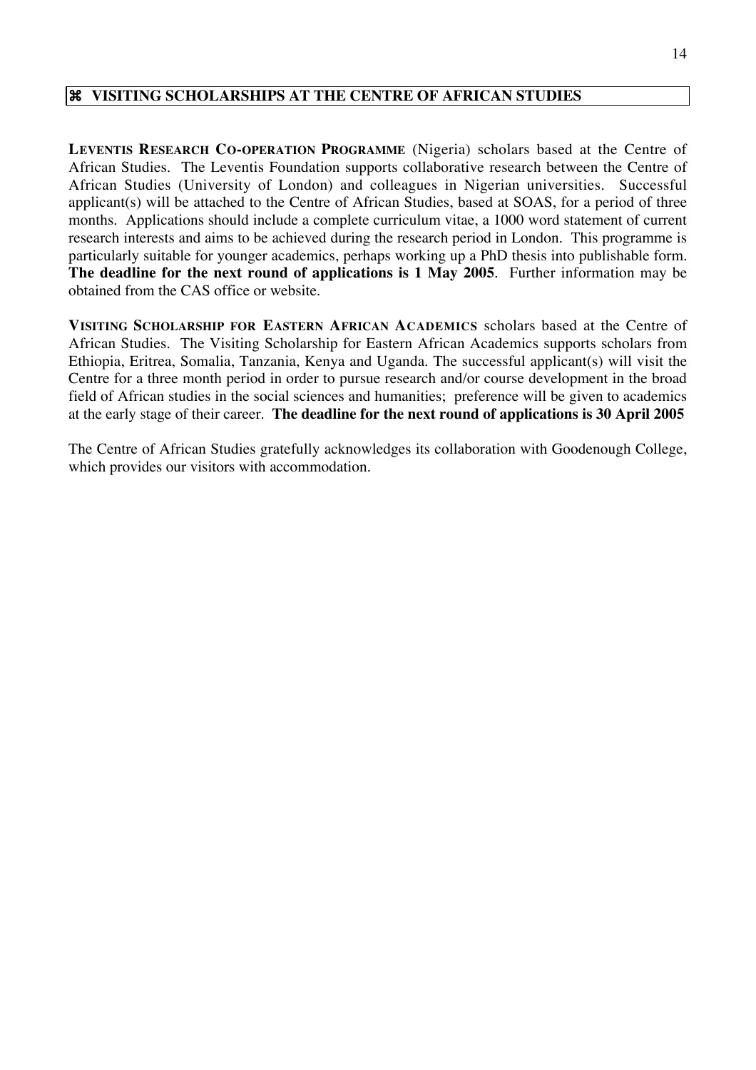## ⌘ VISITING SCHOLARSHIPS AT THE CENTRE OF AFRICAN STUDIES

**LEVENTIS RESEARCH CO-OPERATION PROGRAMME** (Nigeria) scholars based at the Centre of African Studies. The Leventis Foundation supports collaborative research between the Centre of African Studies (University of London) and colleagues in Nigerian universities. Successful applicant(s) will be attached to the Centre of African Studies, based at SOAS, for a period of three months. Applications should include a complete curriculum vitae, a 1000 word statement of current research interests and aims to be achieved during the research period in London. This programme is particularly suitable for younger academics, perhaps working up a PhD thesis into publishable form. **The deadline for the next round of applications is 1 May 2005**. Further information may be obtained from the CAS office or website.

**VISITING SCHOLARSHIP FOR EASTERN AFRICAN ACADEMICS** scholars based at the Centre of African Studies. The Visiting Scholarship for Eastern African Academics supports scholars from Ethiopia, Eritrea, Somalia, Tanzania, Kenya and Uganda. The successful applicant(s) will visit the Centre for a three month period in order to pursue research and/or course development in the broad field of African studies in the social sciences and humanities; preference will be given to academics at the early stage of their career. **The deadline for the next round of applications is 30 April 2005**

The Centre of African Studies gratefully acknowledges its collaboration with Goodenough College, which provides our visitors with accommodation.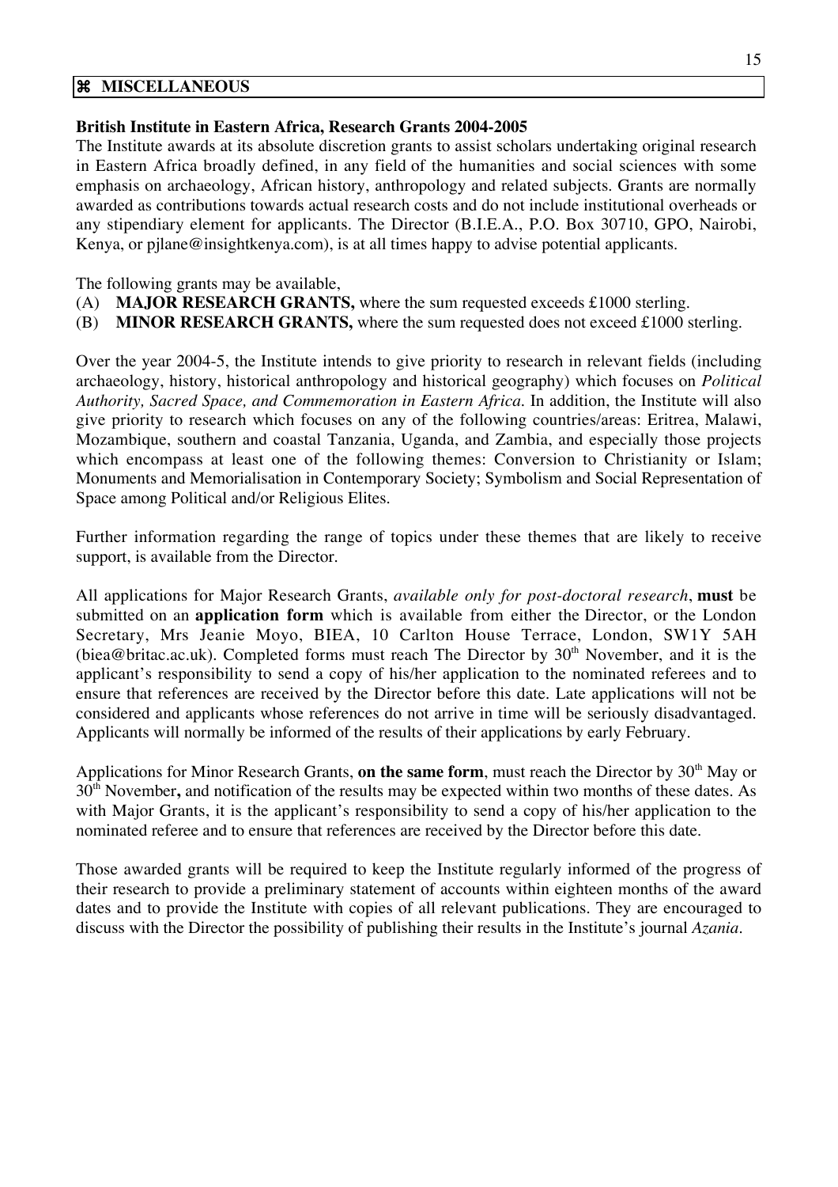## ⌘ MISCELLANEOUS

**British Institute in Eastern Africa, Research Grants 2004-2005**

The Institute awards at its absolute discretion grants to assist scholars undertaking original research in Eastern Africa broadly defined, in any field of the humanities and social sciences with some emphasis on archaeology, African history, anthropology and related subjects. Grants are normally awarded as contributions towards actual research costs and do not include institutional overheads or any stipendiary element for applicants. The Director (B.I.E.A., P.O. Box 30710, GPO, Nairobi, Kenya, or pjlane@insightkenya.com), is at all times happy to advise potential applicants.

The following grants may be available,

(A) **MAJOR RESEARCH GRANTS,** where the sum requested exceeds £1000 sterling.

(B) **MINOR RESEARCH GRANTS,** where the sum requested does not exceed £1000 sterling.

Over the year 2004-5, the Institute intends to give priority to research in relevant fields (including archaeology, history, historical anthropology and historical geography) which focuses on *Political Authority, Sacred Space, and Commemoration in Eastern Africa.* In addition, the Institute will also give priority to research which focuses on any of the following countries/areas: Eritrea, Malawi, Mozambique, southern and coastal Tanzania, Uganda, and Zambia, and especially those projects which encompass at least one of the following themes: Conversion to Christianity or Islam; Monuments and Memorialisation in Contemporary Society; Symbolism and Social Representation of Space among Political and/or Religious Elites.

Further information regarding the range of topics under these themes that are likely to receive support, is available from the Director.

All applications for Major Research Grants, *available only for post-doctoral research*, **must** be submitted on an **application form** which is available from either the Director, or the London Secretary, Mrs Jeanie Moyo, BIEA, 10 Carlton House Terrace, London, SW1Y 5AH (biea@britac.ac.uk). Completed forms must reach The Director by 30th November, and it is the applicant's responsibility to send a copy of his/her application to the nominated referees and to ensure that references are received by the Director before this date. Late applications will not be considered and applicants whose references do not arrive in time will be seriously disadvantaged. Applicants will normally be informed of the results of their applications by early February.

Applications for Minor Research Grants, **on the same form**, must reach the Director by 30th May or 30th November**,** and notification of the results may be expected within two months of these dates. As with Major Grants, it is the applicant's responsibility to send a copy of his/her application to the nominated referee and to ensure that references are received by the Director before this date.

Those awarded grants will be required to keep the Institute regularly informed of the progress of their research to provide a preliminary statement of accounts within eighteen months of the award dates and to provide the Institute with copies of all relevant publications. They are encouraged to discuss with the Director the possibility of publishing their results in the Institute's journal *Azania*.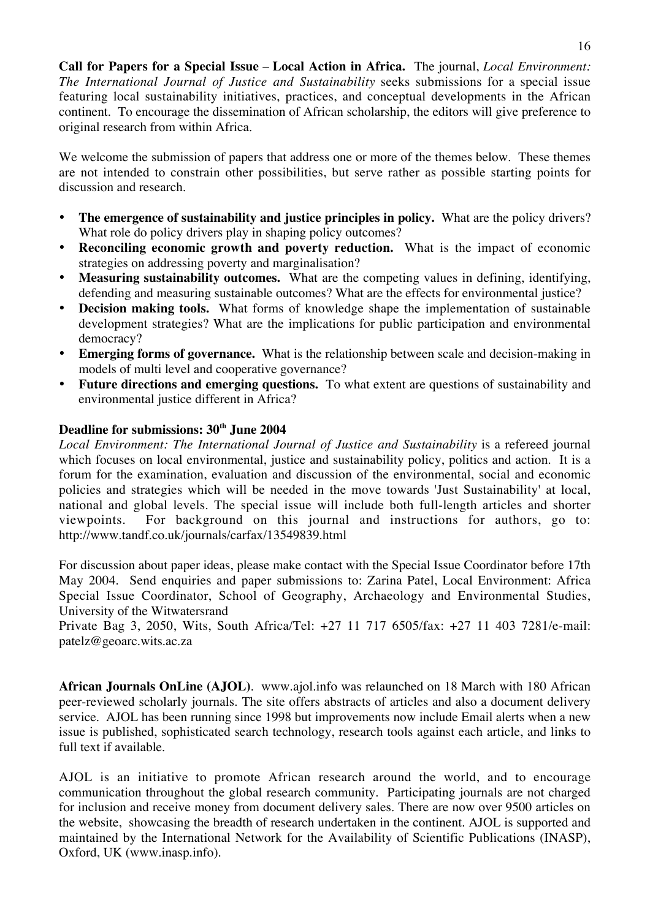**Call for Papers for a Special Issue – Local Action in Africa.** The journal, *Local Environment: The International Journal of Justice and Sustainability* seeks submissions for a special issue featuring local sustainability initiatives, practices, and conceptual developments in the African continent. To encourage the dissemination of African scholarship, the editors will give preference to original research from within Africa.

We welcome the submission of papers that address one or more of the themes below. These themes are not intended to constrain other possibilities, but serve rather as possible starting points for discussion and research.

- **The emergence of sustainability and justice principles in policy.** What are the policy drivers? What role do policy drivers play in shaping policy outcomes?
- **Reconciling economic growth and poverty reduction.** What is the impact of economic strategies on addressing poverty and marginalisation?
- **Measuring sustainability outcomes.** What are the competing values in defining, identifying, defending and measuring sustainable outcomes? What are the effects for environmental justice?
- **Decision making tools.** What forms of knowledge shape the implementation of sustainable development strategies? What are the implications for public participation and environmental democracy?
- **Emerging forms of governance.** What is the relationship between scale and decision-making in models of multi level and cooperative governance?
- **Future directions and emerging questions.** To what extent are questions of sustainability and environmental justice different in Africa?

**Deadline for submissions: 30th June 2004**

*Local Environment: The International Journal of Justice and Sustainability* is a refereed journal which focuses on local environmental, justice and sustainability policy, politics and action. It is a forum for the examination, evaluation and discussion of the environmental, social and economic policies and strategies which will be needed in the move towards 'Just Sustainability' at local, national and global levels. The special issue will include both full-length articles and shorter viewpoints. For background on this journal and instructions for authors, go to: http://www.tandf.co.uk/journals/carfax/13549839.html

For discussion about paper ideas, please make contact with the Special Issue Coordinator before 17th May 2004. Send enquiries and paper submissions to: Zarina Patel, Local Environment: Africa Special Issue Coordinator, School of Geography, Archaeology and Environmental Studies, University of the Witwatersrand
Private Bag 3, 2050, Wits, South Africa/Tel: +27 11 717 6505/fax: +27 11 403 7281/e-mail: patelz@geoarc.wits.ac.za

**African Journals OnLine (AJOL)**. www.ajol.info was relaunched on 18 March with 180 African peer-reviewed scholarly journals. The site offers abstracts of articles and also a document delivery service. AJOL has been running since 1998 but improvements now include Email alerts when a new issue is published, sophisticated search technology, research tools against each article, and links to full text if available.

AJOL is an initiative to promote African research around the world, and to encourage communication throughout the global research community. Participating journals are not charged for inclusion and receive money from document delivery sales. There are now over 9500 articles on the website, showcasing the breadth of research undertaken in the continent. AJOL is supported and maintained by the International Network for the Availability of Scientific Publications (INASP), Oxford, UK (www.inasp.info).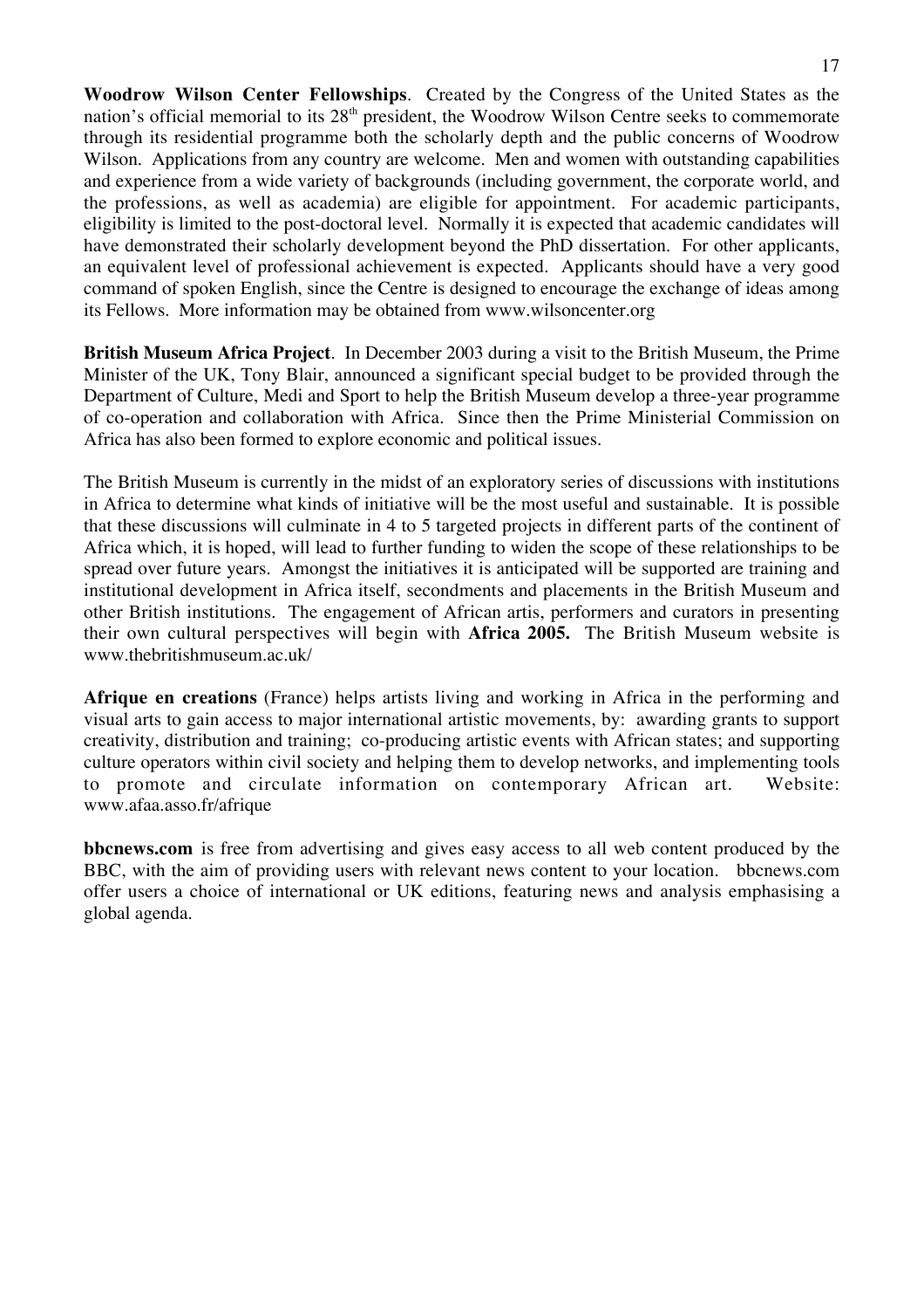**Woodrow Wilson Center Fellowships**. Created by the Congress of the United States as the nation's official memorial to its 28$^{th}$ president, the Woodrow Wilson Centre seeks to commemorate through its residential programme both the scholarly depth and the public concerns of Woodrow Wilson. Applications from any country are welcome. Men and women with outstanding capabilities and experience from a wide variety of backgrounds (including government, the corporate world, and the professions, as well as academia) are eligible for appointment. For academic participants, eligibility is limited to the post-doctoral level. Normally it is expected that academic candidates will have demonstrated their scholarly development beyond the PhD dissertation. For other applicants, an equivalent level of professional achievement is expected. Applicants should have a very good command of spoken English, since the Centre is designed to encourage the exchange of ideas among its Fellows. More information may be obtained from www.wilsoncenter.org

**British Museum Africa Project**. In December 2003 during a visit to the British Museum, the Prime Minister of the UK, Tony Blair, announced a significant special budget to be provided through the Department of Culture, Medi and Sport to help the British Museum develop a three-year programme of co-operation and collaboration with Africa. Since then the Prime Ministerial Commission on Africa has also been formed to explore economic and political issues.

The British Museum is currently in the midst of an exploratory series of discussions with institutions in Africa to determine what kinds of initiative will be the most useful and sustainable. It is possible that these discussions will culminate in 4 to 5 targeted projects in different parts of the continent of Africa which, it is hoped, will lead to further funding to widen the scope of these relationships to be spread over future years. Amongst the initiatives it is anticipated will be supported are training and institutional development in Africa itself, secondments and placements in the British Museum and other British institutions. The engagement of African artis, performers and curators in presenting their own cultural perspectives will begin with **Africa 2005.** The British Museum website is www.thebritishmuseum.ac.uk/

**Afrique en creations** (France) helps artists living and working in Africa in the performing and visual arts to gain access to major international artistic movements, by: awarding grants to support creativity, distribution and training; co-producing artistic events with African states; and supporting culture operators within civil society and helping them to develop networks, and implementing tools to promote and circulate information on contemporary African art. Website: www.afaa.asso.fr/afrique

**bbcnews.com** is free from advertising and gives easy access to all web content produced by the BBC, with the aim of providing users with relevant news content to your location. bbcnews.com offer users a choice of international or UK editions, featuring news and analysis emphasising a global agenda.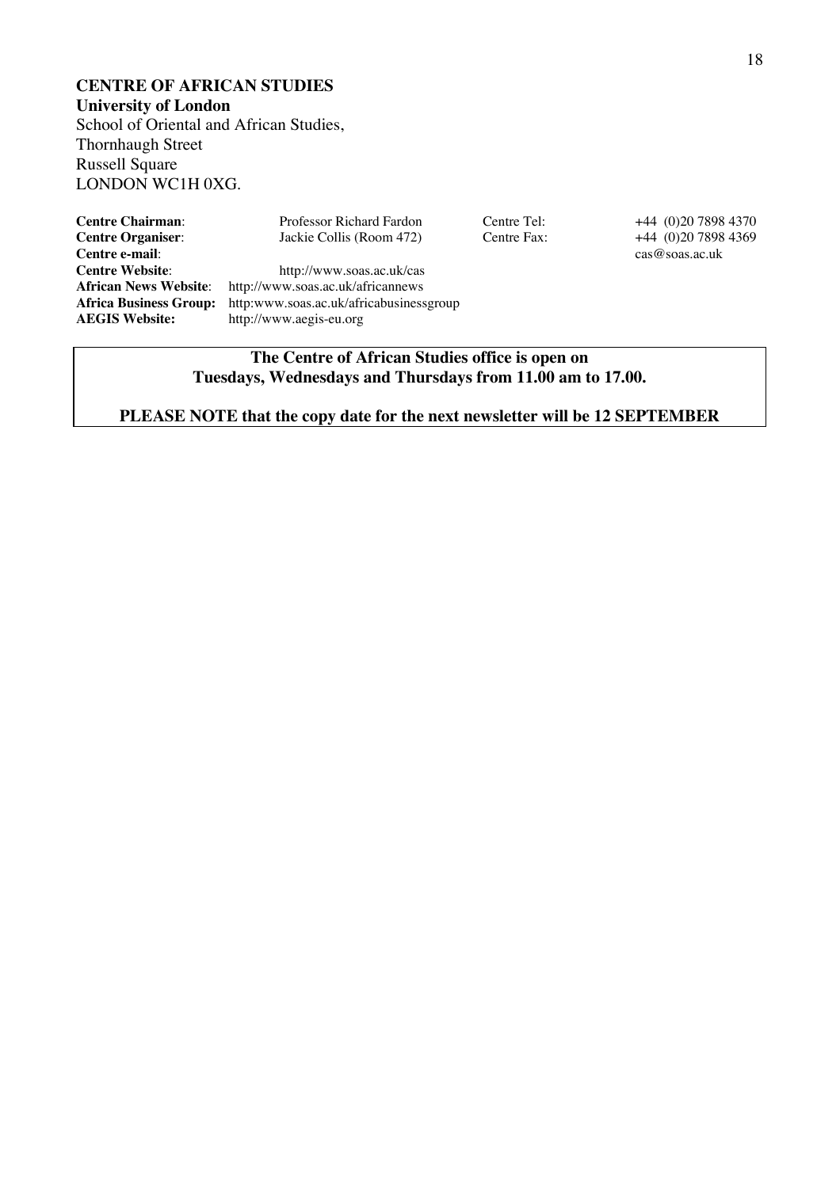**CENTRE OF AFRICAN STUDIES**
**University of London**
School of Oriental and African Studies,
Thornhaugh Street
Russell Square
LONDON WC1H 0XG.

| | | | |
|---|---|---|---|
| **Centre Chairman**: | Professor Richard Fardon | Centre Tel: | +44 (0)20 7898 4370 |
| **Centre Organiser**: | Jackie Collis (Room 472) | Centre Fax: | +44 (0)20 7898 4369 |
| **Centre e-mail**: | | | cas@soas.ac.uk |
| **Centre Website**: | http://www.soas.ac.uk/cas | | |
| **African News Website**: | http://www.soas.ac.uk/africannews | | |
| **Africa Business Group:** | http:www.soas.ac.uk/africabusinessgroup | | |
| **AEGIS Website:** | http://www.aegis-eu.org | | |

**The Centre of African Studies office is open on Tuesdays, Wednesdays and Thursdays from 11.00 am to 17.00.**

**PLEASE NOTE that the copy date for the next newsletter will be 12 SEPTEMBER**